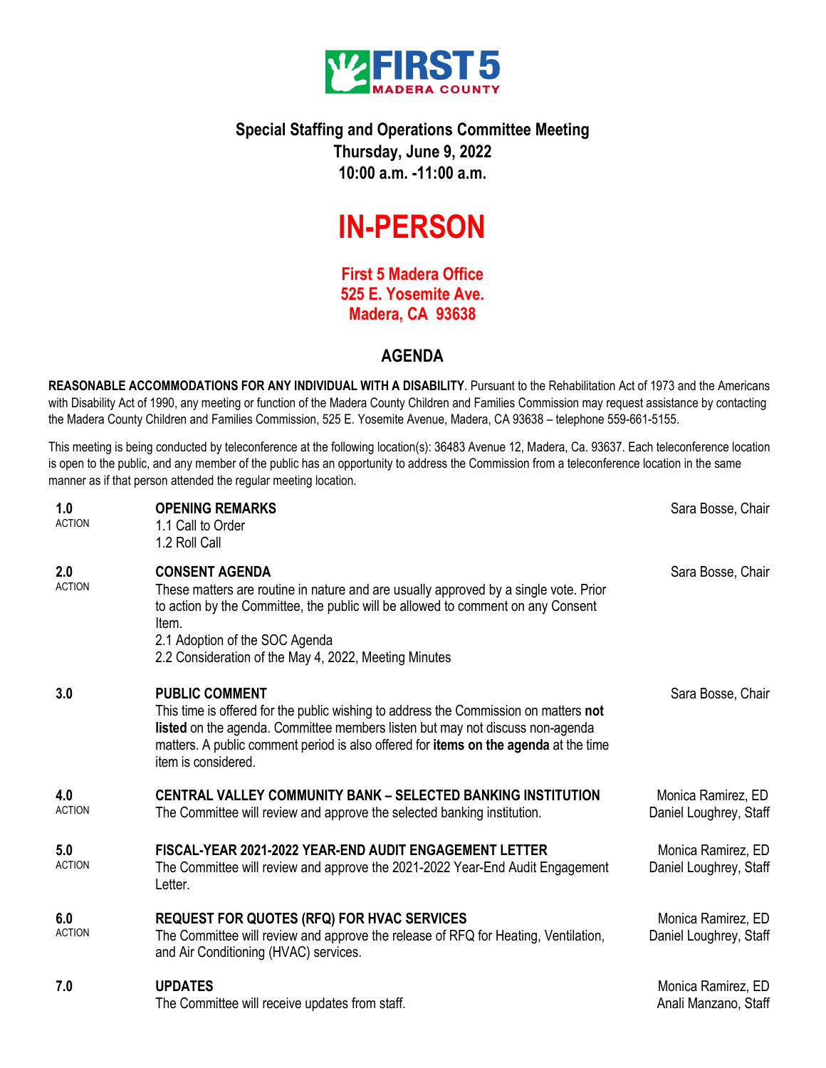**FIRST 5 MADERA COUNTY**

## Special Staffing and Operations Committee Meeting
**Thursday, June 9, 2022**
**10:00 a.m. -11:00 a.m.**

# IN-PERSON

**First 5 Madera Office**
**525 E. Yosemite Ave.**
**Madera, CA 93638**

## AGENDA

**REASONABLE ACCOMMODATIONS FOR ANY INDIVIDUAL WITH A DISABILITY**. Pursuant to the Rehabilitation Act of 1973 and the Americans with Disability Act of 1990, any meeting or function of the Madera County Children and Families Commission may request assistance by contacting the Madera County Children and Families Commission, 525 E. Yosemite Avenue, Madera, CA 93638 – telephone 559-661-5155.

This meeting is being conducted by teleconference at the following location(s): 36483 Avenue 12, Madera, Ca. 93637. Each teleconference location is open to the public, and any member of the public has an opportunity to address the Commission from a teleconference location in the same manner as if that person attended the regular meeting location.

| | | |
|---|---|---|
| **1.0** ACTION | **OPENING REMARKS**<br>1.1 Call to Order<br>1.2 Roll Call | Sara Bosse, Chair |
| **2.0** ACTION | **CONSENT AGENDA**<br>These matters are routine in nature and are usually approved by a single vote. Prior to action by the Committee, the public will be allowed to comment on any Consent Item.<br>2.1 Adoption of the SOC Agenda<br>2.2 Consideration of the May 4, 2022, Meeting Minutes | Sara Bosse, Chair |
| **3.0** | **PUBLIC COMMENT**<br>This time is offered for the public wishing to address the Commission on matters **not listed** on the agenda. Committee members listen but may not discuss non-agenda matters. A public comment period is also offered for **items on the agenda** at the time item is considered. | Sara Bosse, Chair |
| **4.0** ACTION | **CENTRAL VALLEY COMMUNITY BANK – SELECTED BANKING INSTITUTION**<br>The Committee will review and approve the selected banking institution. | Monica Ramirez, ED<br>Daniel Loughrey, Staff |
| **5.0** ACTION | **FISCAL-YEAR 2021-2022 YEAR-END AUDIT ENGAGEMENT LETTER**<br>The Committee will review and approve the 2021-2022 Year-End Audit Engagement Letter. | Monica Ramirez, ED<br>Daniel Loughrey, Staff |
| **6.0** ACTION | **REQUEST FOR QUOTES (RFQ) FOR HVAC SERVICES**<br>The Committee will review and approve the release of RFQ for Heating, Ventilation, and Air Conditioning (HVAC) services. | Monica Ramirez, ED<br>Daniel Loughrey, Staff |
| **7.0** | **UPDATES**<br>The Committee will receive updates from staff. | Monica Ramirez, ED<br>Anali Manzano, Staff |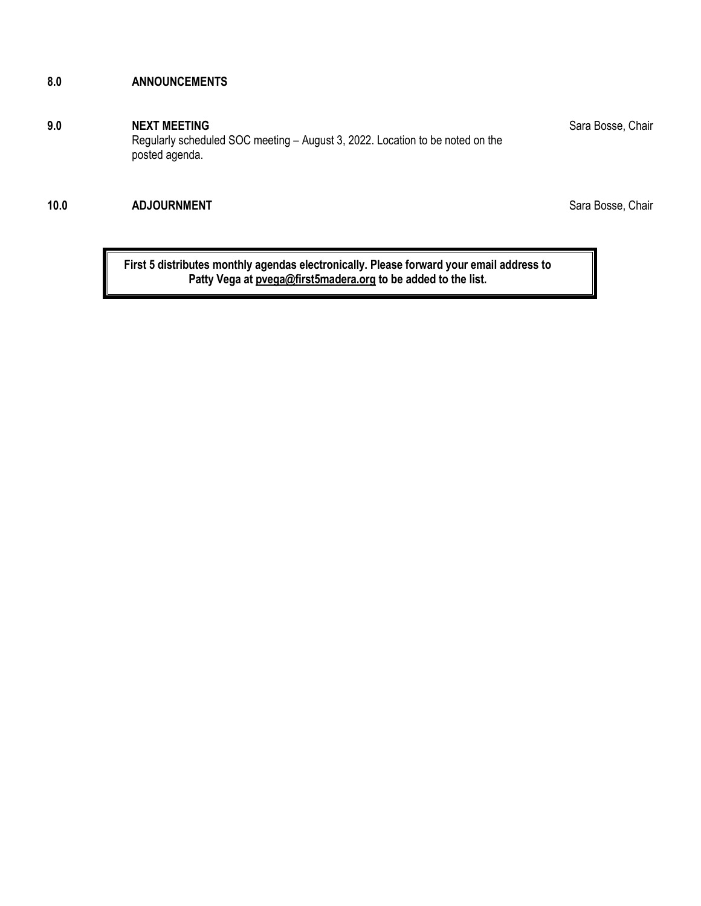**8.0 ANNOUNCEMENTS**

**9.0 NEXT MEETING** — Sara Bosse, Chair

Regularly scheduled SOC meeting – August 3, 2022. Location to be noted on the posted agenda.

**10.0 ADJOURNMENT** — Sara Bosse, Chair

**First 5 distributes monthly agendas electronically. Please forward your email address to Patty Vega at pvega@first5madera.org to be added to the list.**